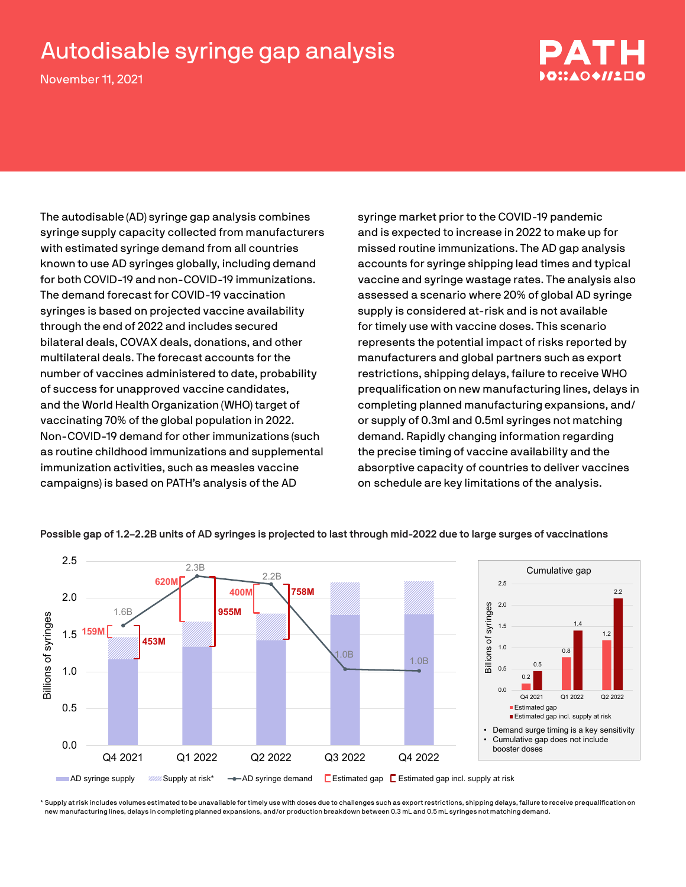# Autodisable syringe gap analysis

November 11, 2021

PATH

The autodisable (AD) syringe gap analysis combines syringe supply capacity collected from manufacturers with estimated syringe demand from all countries known to use AD syringes globally, including demand for both COVID-19 and non-COVID-19 immunizations. The demand forecast for COVID-19 vaccination syringes is based on projected vaccine availability through the end of 2022 and includes secured bilateral deals, COVAX deals, donations, and other multilateral deals. The forecast accounts for the number of vaccines administered to date, probability of success for unapproved vaccine candidates, and the World Health Organization (WHO) target of vaccinating 70% of the global population in 2022. Non-COVID-19 demand for other immunizations (such as routine childhood immunizations and supplemental immunization activities, such as measles vaccine campaigns) is based on PATH's analysis of the AD syringe market prior to the COVID-19 pandemic and is expected to increase in 2022 to make up for missed routine immunizations. The AD gap analysis accounts for syringe shipping lead times and typical vaccine and syringe wastage rates. The analysis also assessed a scenario where 20% of global AD syringe supply is considered at-risk and is not available for timely use with vaccine doses. This scenario represents the potential impact of risks reported by manufacturers and global partners such as export restrictions, shipping delays, failure to receive WHO prequalification on new manufacturing lines, delays in completing planned manufacturing expansions, and/or supply of 0.3ml and 0.5ml syringes not matching demand. Rapidly changing information regarding the precise timing of vaccine availability and the absorptive capacity of countries to deliver vaccines on schedule are key limitations of the analysis.

**Possible gap of 1.2–2.2B units of AD syringes is projected to last through mid-2022 due to large surges of vaccinations**

| Quarter | AD syringe demand | Estimated gap | Estimated gap incl. supply at risk |
|---|---|---|---|
| Q4 2021 | 1.6B | 159M | 453M |
| Q1 2022 | 2.3B | 620M | 955M |
| Q2 2022 | 2.2B | 400M | 758M |
| Q3 2022 | 1.0B | | |
| Q4 2022 | 1.0B | | |

Legend: AD syringe supply; Supply at risk*; AD syringe demand; Estimated gap; Estimated gap incl. supply at risk

**Cumulative gap** (Billions of syringes)

| Quarter | Estimated gap | Estimated gap incl. supply at risk |
|---|---|---|
| Q4 2021 | 0.2 | 0.5 |
| Q1 2022 | 0.8 | 1.4 |
| Q2 2022 | 1.2 | 2.2 |

- Demand surge timing is a key sensitivity
- Cumulative gap does not include booster doses

\* Supply at risk includes volumes estimated to be unavailable for timely use with doses due to challenges such as export restrictions, shipping delays, failure to receive prequalification on new manufacturing lines, delays in completing planned expansions, and/or production breakdown between 0.3 mL and 0.5 mL syringes not matching demand.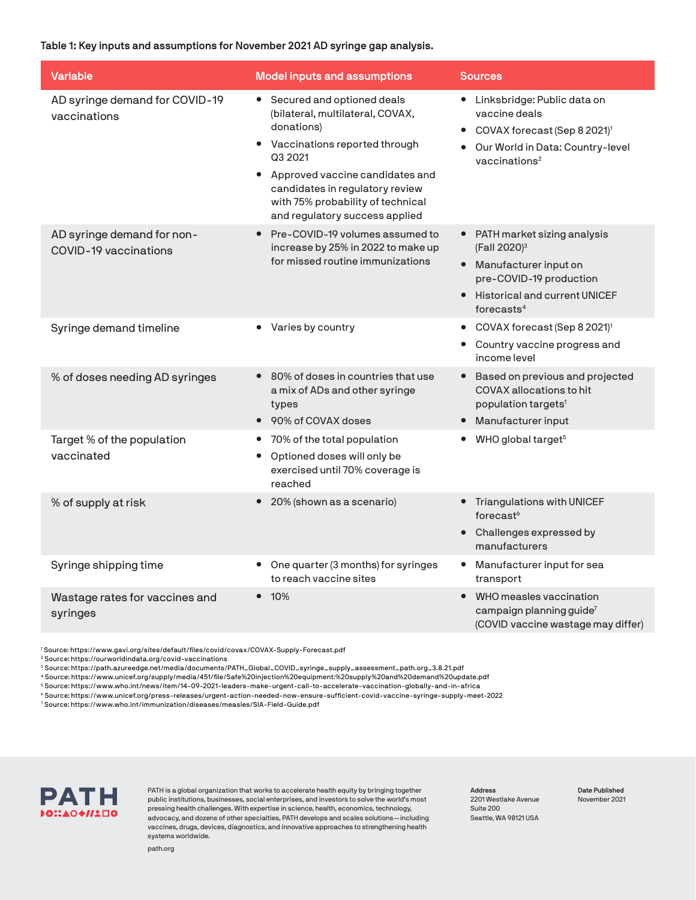**Table 1: Key inputs and assumptions for November 2021 AD syringe gap analysis.**

| Variable | Model inputs and assumptions | Sources |
|---|---|---|
| AD syringe demand for COVID-19 vaccinations | • Secured and optioned deals (bilateral, multilateral, COVAX, donations)<br>• Vaccinations reported through Q3 2021<br>• Approved vaccine candidates and candidates in regulatory review with 75% probability of technical and regulatory success applied | • Linksbridge: Public data on vaccine deals<br>• COVAX forecast (Sep 8 2021)[1]<br>• Our World in Data: Country-level vaccinations[2] |
| AD syringe demand for non-COVID-19 vaccinations | • Pre-COVID-19 volumes assumed to increase by 25% in 2022 to make up for missed routine immunizations | • PATH market sizing analysis (Fall 2020)[3]<br>• Manufacturer input on pre-COVID-19 production<br>• Historical and current UNICEF forecasts[4] |
| Syringe demand timeline | • Varies by country | • COVAX forecast (Sep 8 2021)[1]<br>• Country vaccine progress and income level |
| % of doses needing AD syringes | • 80% of doses in countries that use a mix of ADs and other syringe types<br>• 90% of COVAX doses | • Based on previous and projected COVAX allocations to hit population targets[1]<br>• Manufacturer input |
| Target % of the population vaccinated | • 70% of the total population<br>• Optioned doses will only be exercised until 70% coverage is reached | • WHO global target[5] |
| % of supply at risk | • 20% (shown as a scenario) | • Triangulations with UNICEF forecast[6]<br>• Challenges expressed by manufacturers |
| Syringe shipping time | • One quarter (3 months) for syringes to reach vaccine sites | • Manufacturer input for sea transport |
| Wastage rates for vaccines and syringes | • 10% | • WHO measles vaccination campaign planning guide[7] (COVID vaccine wastage may differ) |

[1] Source: https://www.gavi.org/sites/default/files/covid/covax/COVAX-Supply-Forecast.pdf
[2] Source: https://ourworldindata.org/covid-vaccinations
[3] Source: https://path.azureedge.net/media/documents/PATH_Global_COVID_syringe_supply_assessment_path.org_3.8.21.pdf
[4] Source: https://www.unicef.org/supply/media/451/file/Safe%20injection%20equipment:%20supply%20and%20demand%20update.pdf
[5] Source: https://www.who.int/news/item/14-09-2021-leaders-make-urgent-call-to-accelerate-vaccination-globally-and-in-africa
[6] Source: https://www.unicef.org/press-releases/urgent-action-needed-now-ensure-sufficient-covid-vaccine-syringe-supply-meet-2022
[7] Source: https://www.who.int/immunization/diseases/measles/SIA-Field-Guide.pdf

PATH

PATH is a global organization that works to accelerate health equity by bringing together public institutions, businesses, social enterprises, and investors to solve the world's most pressing health challenges. With expertise in science, health, economics, technology, advocacy, and dozens of other specialties, PATH develops and scales solutions—including vaccines, drugs, devices, diagnostics, and innovative approaches to strengthening health systems worldwide.

path.org

**Address**
2201 Westlake Avenue
Suite 200
Seattle, WA 98121 USA

**Date Published**
November 2021